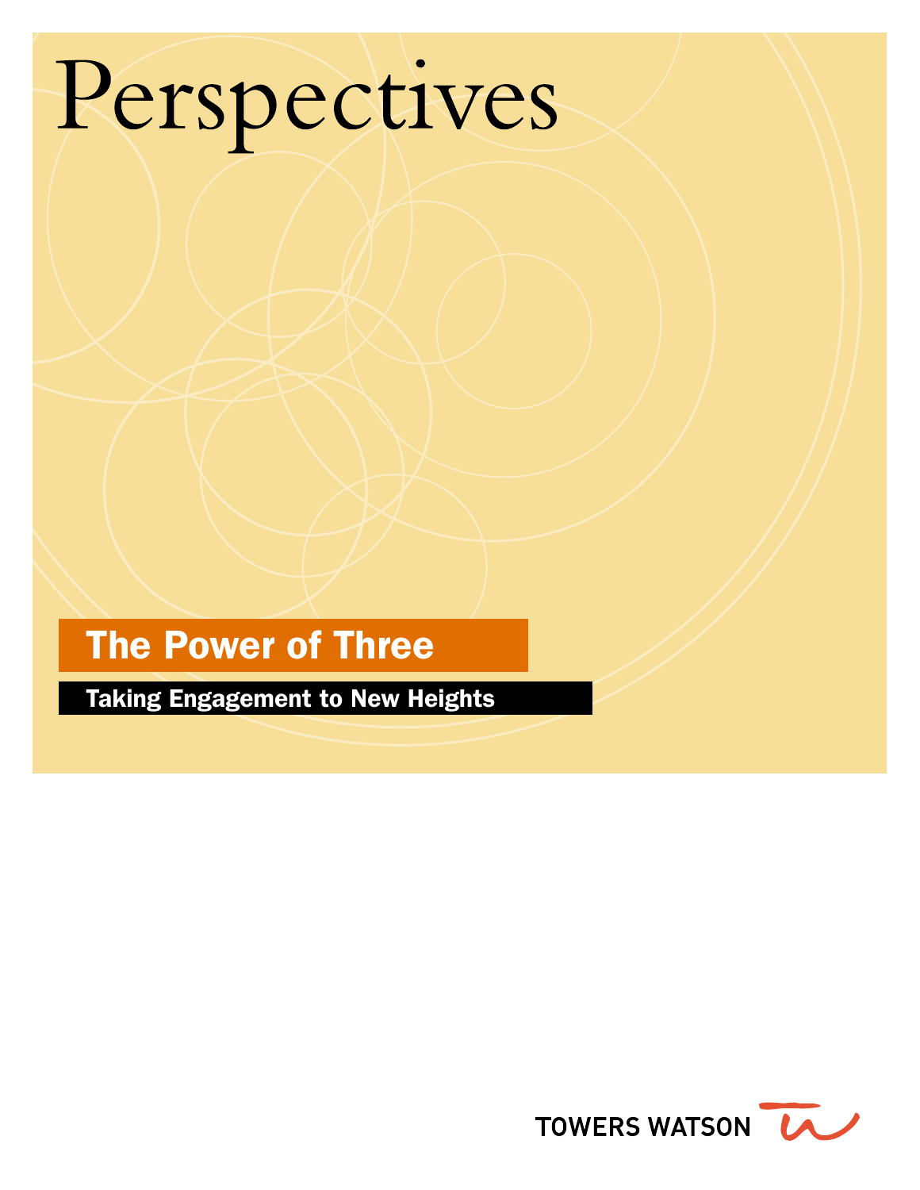# Perspectives

## The Power of Three

### Taking Engagement to New Heights

TOWERS WATSON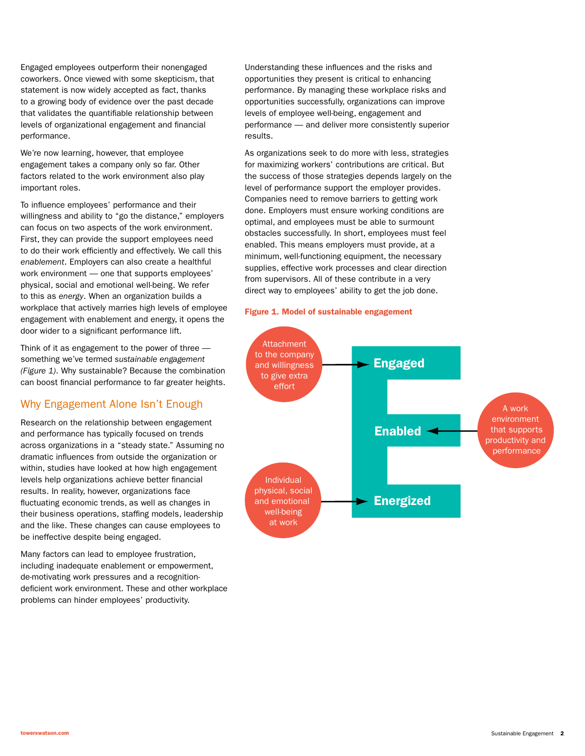Engaged employees outperform their nonengaged coworkers. Once viewed with some skepticism, that statement is now widely accepted as fact, thanks to a growing body of evidence over the past decade that validates the quantifiable relationship between levels of organizational engagement and financial performance.

We're now learning, however, that employee engagement takes a company only so far. Other factors related to the work environment also play important roles.

To influence employees' performance and their willingness and ability to "go the distance," employers can focus on two aspects of the work environment. First, they can provide the support employees need to do their work efficiently and effectively. We call this *enablement*. Employers can also create a healthful work environment — one that supports employees' physical, social and emotional well-being. We refer to this as *energy*. When an organization builds a workplace that actively marries high levels of employee engagement with enablement and energy, it opens the door wider to a significant performance lift.

Think of it as engagement to the power of three — something we've termed *sustainable engagement (Figure 1)*. Why sustainable? Because the combination can boost financial performance to far greater heights.

## Why Engagement Alone Isn't Enough

Research on the relationship between engagement and performance has typically focused on trends across organizations in a "steady state." Assuming no dramatic influences from outside the organization or within, studies have looked at how high engagement levels help organizations achieve better financial results. In reality, however, organizations face fluctuating economic trends, as well as changes in their business operations, staffing models, leadership and the like. These changes can cause employees to be ineffective despite being engaged.

Many factors can lead to employee frustration, including inadequate enablement or empowerment, de-motivating work pressures and a recognition-deficient work environment. These and other workplace problems can hinder employees' productivity.

Understanding these influences and the risks and opportunities they present is critical to enhancing performance. By managing these workplace risks and opportunities successfully, organizations can improve levels of employee well-being, engagement and performance — and deliver more consistently superior results.

As organizations seek to do more with less, strategies for maximizing workers' contributions are critical. But the success of those strategies depends largely on the level of performance support the employer provides. Companies need to remove barriers to getting work done. Employers must ensure working conditions are optimal, and employees must be able to surmount obstacles successfully. In short, employees must feel enabled. This means employers must provide, at a minimum, well-functioning equipment, the necessary supplies, effective work processes and clear direction from supervisors. All of these contribute in a very direct way to employees' ability to get the job done.

**Figure 1. Model of sustainable engagement**

- Attachment to the company and willingness to give extra effort → **Engaged**
- A work environment that supports productivity and performance → **Enabled**
- Individual physical, social and emotional well-being at work → **Energized**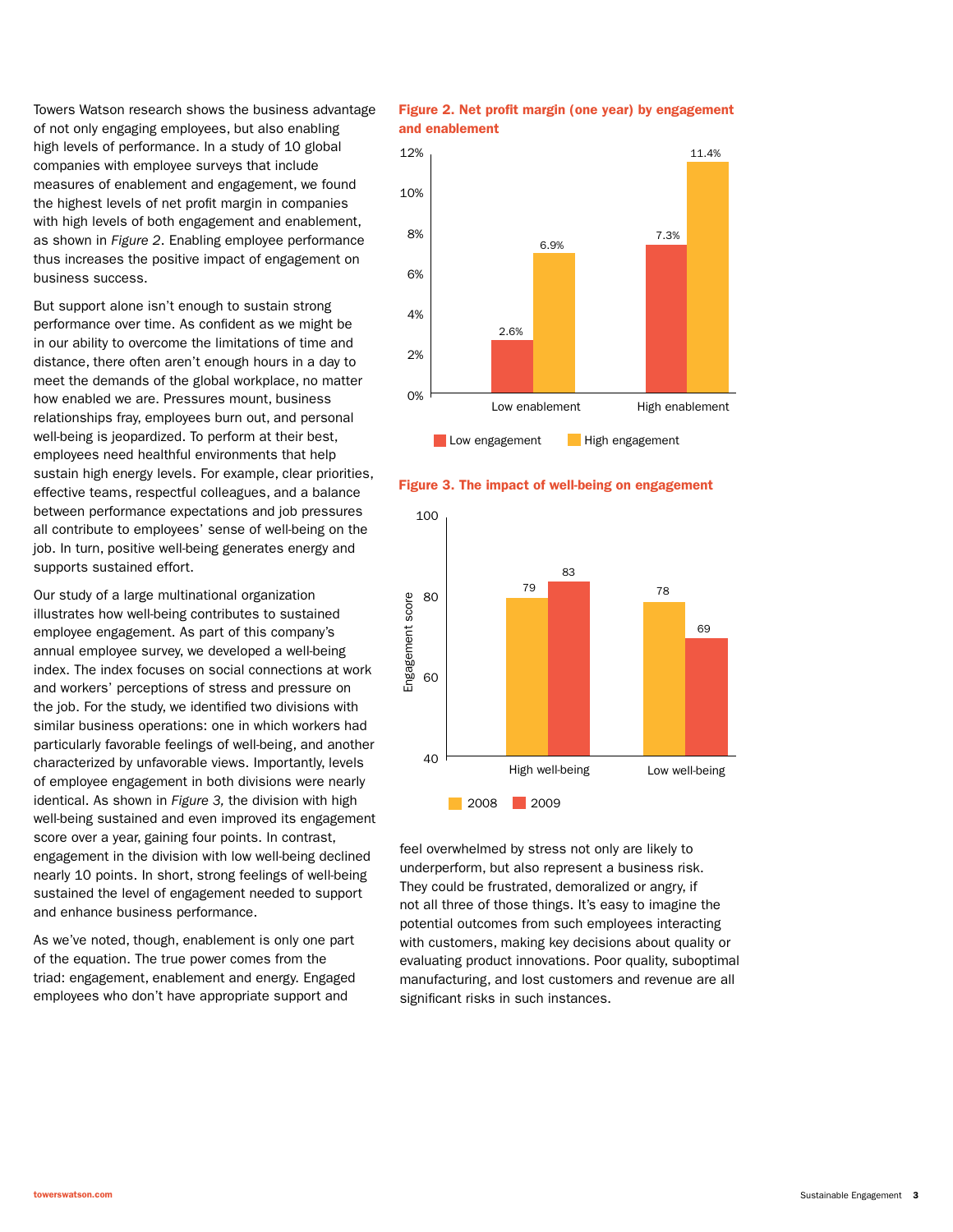Towers Watson research shows the business advantage of not only engaging employees, but also enabling high levels of performance. In a study of 10 global companies with employee surveys that include measures of enablement and engagement, we found the highest levels of net profit margin in companies with high levels of both engagement and enablement, as shown in *Figure 2*. Enabling employee performance thus increases the positive impact of engagement on business success.

But support alone isn't enough to sustain strong performance over time. As confident as we might be in our ability to overcome the limitations of time and distance, there often aren't enough hours in a day to meet the demands of the global workplace, no matter how enabled we are. Pressures mount, business relationships fray, employees burn out, and personal well-being is jeopardized. To perform at their best, employees need healthful environments that help sustain high energy levels. For example, clear priorities, effective teams, respectful colleagues, and a balance between performance expectations and job pressures all contribute to employees' sense of well-being on the job. In turn, positive well-being generates energy and supports sustained effort.

Our study of a large multinational organization illustrates how well-being contributes to sustained employee engagement. As part of this company's annual employee survey, we developed a well-being index. The index focuses on social connections at work and workers' perceptions of stress and pressure on the job. For the study, we identified two divisions with similar business operations: one in which workers had particularly favorable feelings of well-being, and another characterized by unfavorable views. Importantly, levels of employee engagement in both divisions were nearly identical. As shown in *Figure 3,* the division with high well-being sustained and even improved its engagement score over a year, gaining four points. In contrast, engagement in the division with low well-being declined nearly 10 points. In short, strong feelings of well-being sustained the level of engagement needed to support and enhance business performance.

As we've noted, though, enablement is only one part of the equation. The true power comes from the triad: engagement, enablement and energy. Engaged employees who don't have appropriate support and feel overwhelmed by stress not only are likely to underperform, but also represent a business risk. They could be frustrated, demoralized or angry, if not all three of those things. It's easy to imagine the potential outcomes from such employees interacting with customers, making key decisions about quality or evaluating product innovations. Poor quality, suboptimal manufacturing, and lost customers and revenue are all significant risks in such instances.

**Figure 2. Net profit margin (one year) by engagement and enablement**

| | Low engagement | High engagement |
|---|---|---|
| Low enablement | 2.6% | 6.9% |
| High enablement | 7.3% | 11.4% |

**Figure 3. The impact of well-being on engagement**

| Engagement score | 2008 | 2009 |
|---|---|---|
| High well-being | 79 | 83 |
| Low well-being | 78 | 69 |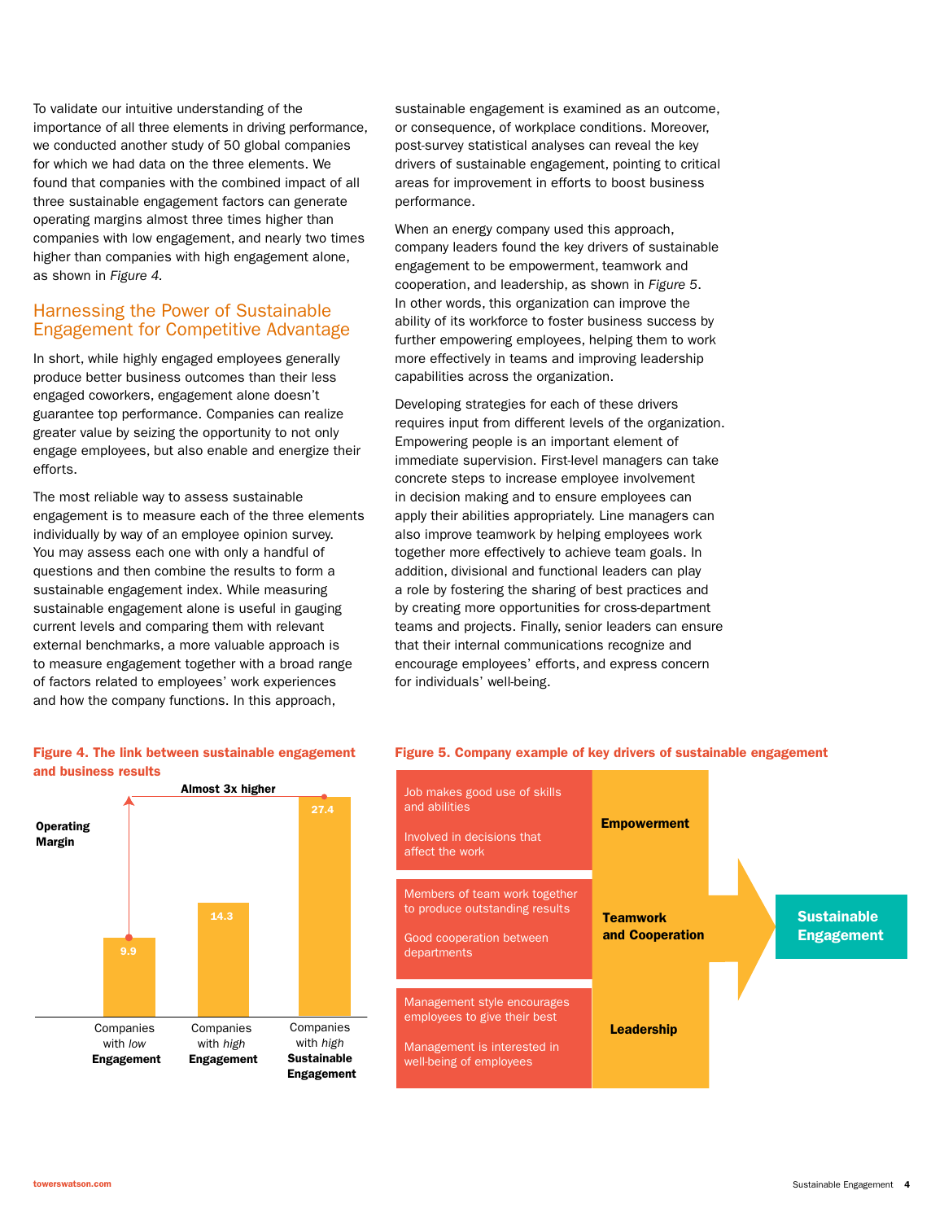To validate our intuitive understanding of the importance of all three elements in driving performance, we conducted another study of 50 global companies for which we had data on the three elements. We found that companies with the combined impact of all three sustainable engagement factors can generate operating margins almost three times higher than companies with low engagement, and nearly two times higher than companies with high engagement alone, as shown in *Figure 4.*

## Harnessing the Power of Sustainable Engagement for Competitive Advantage

In short, while highly engaged employees generally produce better business outcomes than their less engaged coworkers, engagement alone doesn't guarantee top performance. Companies can realize greater value by seizing the opportunity to not only engage employees, but also enable and energize their efforts.

The most reliable way to assess sustainable engagement is to measure each of the three elements individually by way of an employee opinion survey. You may assess each one with only a handful of questions and then combine the results to form a sustainable engagement index. While measuring sustainable engagement alone is useful in gauging current levels and comparing them with relevant external benchmarks, a more valuable approach is to measure engagement together with a broad range of factors related to employees' work experiences and how the company functions. In this approach, sustainable engagement is examined as an outcome, or consequence, of workplace conditions. Moreover, post-survey statistical analyses can reveal the key drivers of sustainable engagement, pointing to critical areas for improvement in efforts to boost business performance.

When an energy company used this approach, company leaders found the key drivers of sustainable engagement to be empowerment, teamwork and cooperation, and leadership, as shown in *Figure 5*. In other words, this organization can improve the ability of its workforce to foster business success by further empowering employees, helping them to work more effectively in teams and improving leadership capabilities across the organization.

Developing strategies for each of these drivers requires input from different levels of the organization. Empowering people is an important element of immediate supervision. First-level managers can take concrete steps to increase employee involvement in decision making and to ensure employees can apply their abilities appropriately. Line managers can also improve teamwork by helping employees work together more effectively to achieve team goals. In addition, divisional and functional leaders can play a role by fostering the sharing of best practices and by creating more opportunities for cross-department teams and projects. Finally, senior leaders can ensure that their internal communications recognize and encourage employees' efforts, and express concern for individuals' well-being.

**Figure 4. The link between sustainable engagement and business results**

Operating Margin — Almost 3x higher

| Companies with *low* **Engagement** | Companies with *high* **Engagement** | Companies with *high* **Sustainable Engagement** |
|---|---|---|
| 9.9 | 14.3 | 27.4 |

**Figure 5. Company example of key drivers of sustainable engagement**

| Survey items | Driver |
|---|---|
| Job makes good use of skills and abilities; Involved in decisions that affect the work | **Empowerment** |
| Members of team work together to produce outstanding results; Good cooperation between departments | **Teamwork and Cooperation** |
| Management style encourages employees to give their best; Management is interested in well-being of employees | **Leadership** |

→ **Sustainable Engagement**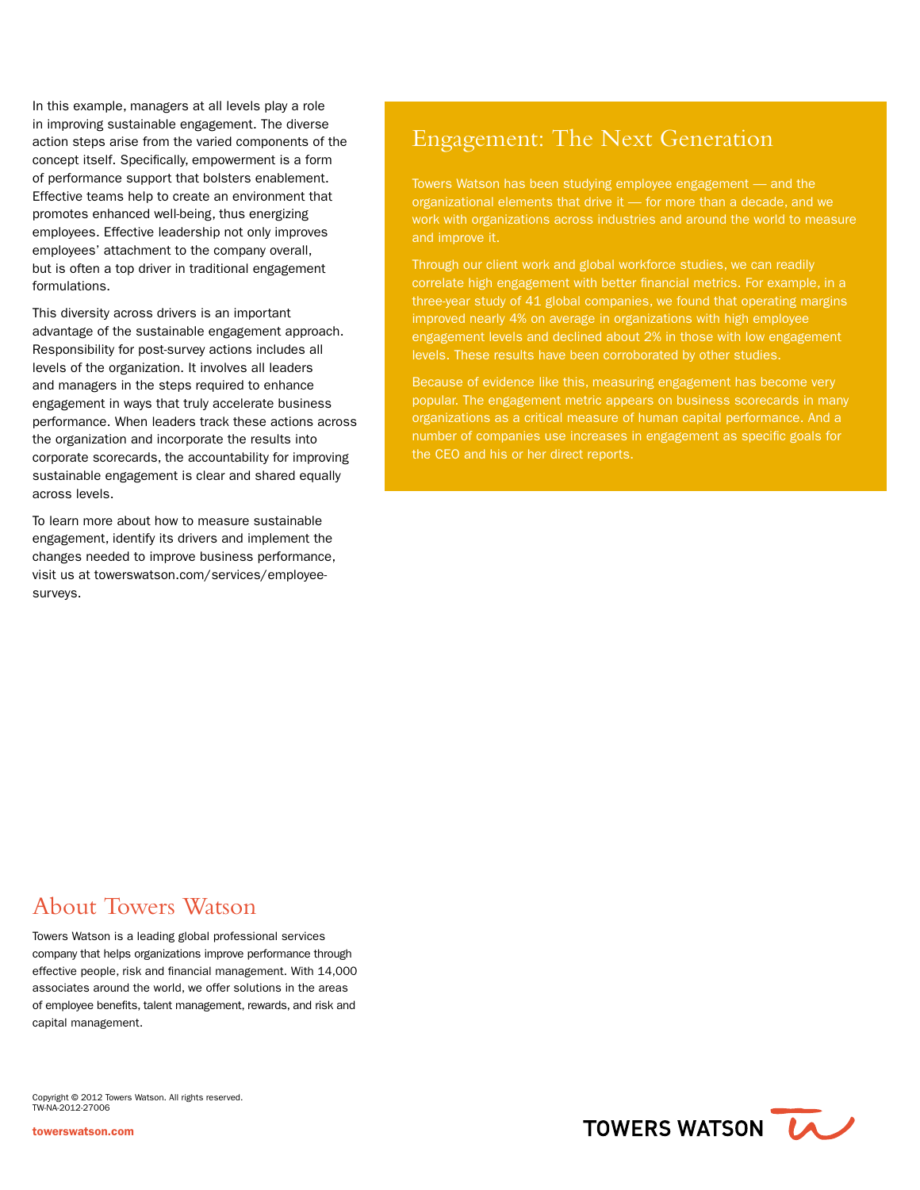In this example, managers at all levels play a role in improving sustainable engagement. The diverse action steps arise from the varied components of the concept itself. Specifically, empowerment is a form of performance support that bolsters enablement. Effective teams help to create an environment that promotes enhanced well-being, thus energizing employees. Effective leadership not only improves employees' attachment to the company overall, but is often a top driver in traditional engagement formulations.

This diversity across drivers is an important advantage of the sustainable engagement approach. Responsibility for post-survey actions includes all levels of the organization. It involves all leaders and managers in the steps required to enhance engagement in ways that truly accelerate business performance. When leaders track these actions across the organization and incorporate the results into corporate scorecards, the accountability for improving sustainable engagement is clear and shared equally across levels.

To learn more about how to measure sustainable engagement, identify its drivers and implement the changes needed to improve business performance, visit us at towerswatson.com/services/employee-surveys.

## Engagement: The Next Generation

Towers Watson has been studying employee engagement — and the organizational elements that drive it — for more than a decade, and we work with organizations across industries and around the world to measure and improve it.

Through our client work and global workforce studies, we can readily correlate high engagement with better financial metrics. For example, in a three-year study of 41 global companies, we found that operating margins improved nearly 4% on average in organizations with high employee engagement levels and declined about 2% in those with low engagement levels. These results have been corroborated by other studies.

Because of evidence like this, measuring engagement has become very popular. The engagement metric appears on business scorecards in many organizations as a critical measure of human capital performance. And a number of companies use increases in engagement as specific goals for the CEO and his or her direct reports.

## About Towers Watson

Towers Watson is a leading global professional services company that helps organizations improve performance through effective people, risk and financial management. With 14,000 associates around the world, we offer solutions in the areas of employee benefits, talent management, rewards, and risk and capital management.

Copyright © 2012 Towers Watson. All rights reserved.
TW-NA-2012-27006

towerswatson.com

TOWERS WATSON